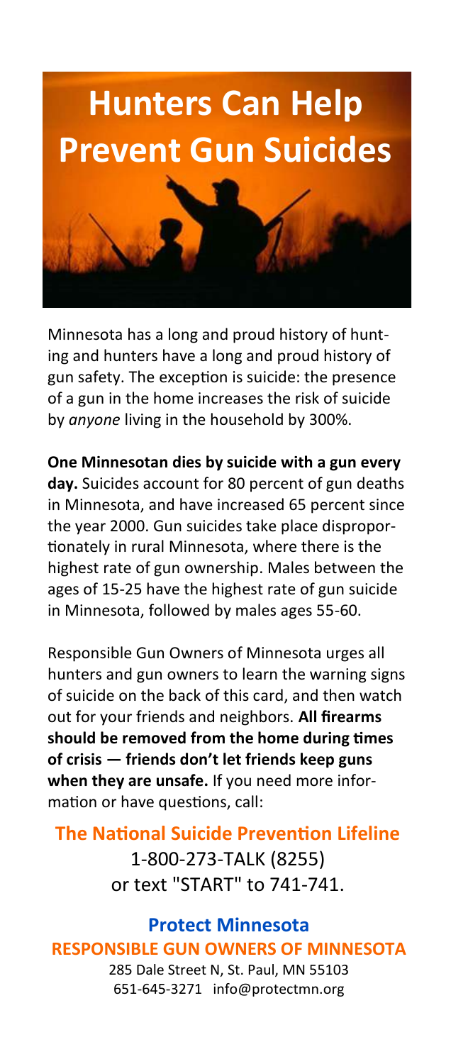# Hunters Can Help Prevent Gun Suicides

Minnesota has a long and proud history of hunting and hunters have a long and proud history of gun safety. The exception is suicide: the presence of a gun in the home increases the risk of suicide by *anyone* living in the household by 300%.

**One Minnesotan dies by suicide with a gun every day.** Suicides account for 80 percent of gun deaths in Minnesota, and have increased 65 percent since the year 2000. Gun suicides take place disproportionately in rural Minnesota, where there is the highest rate of gun ownership. Males between the ages of 15-25 have the highest rate of gun suicide in Minnesota, followed by males ages 55-60.

Responsible Gun Owners of Minnesota urges all hunters and gun owners to learn the warning signs of suicide on the back of this card, and then watch out for your friends and neighbors. **All firearms should be removed from the home during times of crisis — friends don't let friends keep guns when they are unsafe.** If you need more information or have questions, call:

**The National Suicide Prevention Lifeline**
1-800-273-TALK (8255)
or text "START" to 741-741.

**Protect Minnesota**
**RESPONSIBLE GUN OWNERS OF MINNESOTA**
285 Dale Street N, St. Paul, MN 55103
651-645-3271 info@protectmn.org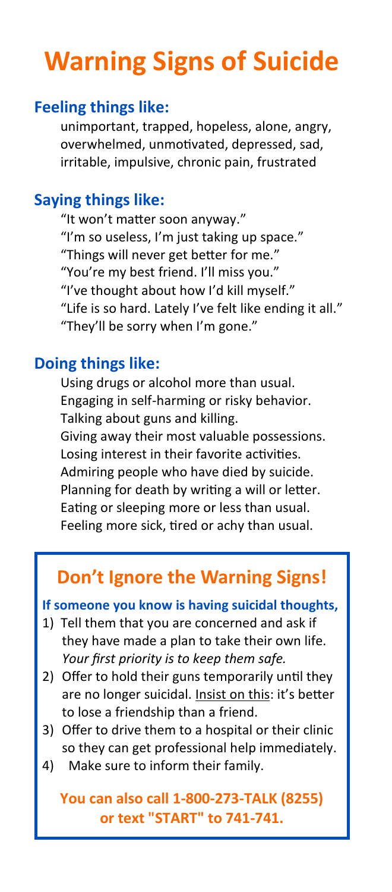# Warning Signs of Suicide

## Feeling things like:

unimportant, trapped, hopeless, alone, angry, overwhelmed, unmotivated, depressed, sad, irritable, impulsive, chronic pain, frustrated

## Saying things like:

"It won't matter soon anyway."
"I'm so useless, I'm just taking up space."
"Things will never get better for me."
"You're my best friend. I'll miss you."
"I've thought about how I'd kill myself."
"Life is so hard. Lately I've felt like ending it all."
"They'll be sorry when I'm gone."

## Doing things like:

Using drugs or alcohol more than usual.
Engaging in self-harming or risky behavior.
Talking about guns and killing.
Giving away their most valuable possessions.
Losing interest in their favorite activities.
Admiring people who have died by suicide.
Planning for death by writing a will or letter.
Eating or sleeping more or less than usual.
Feeling more sick, tired or achy than usual.

## Don't Ignore the Warning Signs!

**If someone you know is having suicidal thoughts,**

1) Tell them that you are concerned and ask if they have made a plan to take their own life. *Your first priority is to keep them safe.*
2) Offer to hold their guns temporarily until they are no longer suicidal. <u>Insist on this</u>: it's better to lose a friendship than a friend.
3) Offer to drive them to a hospital or their clinic so they can get professional help immediately.
4) Make sure to inform their family.

**You can also call 1-800-273-TALK (8255) or text "START" to 741-741.**